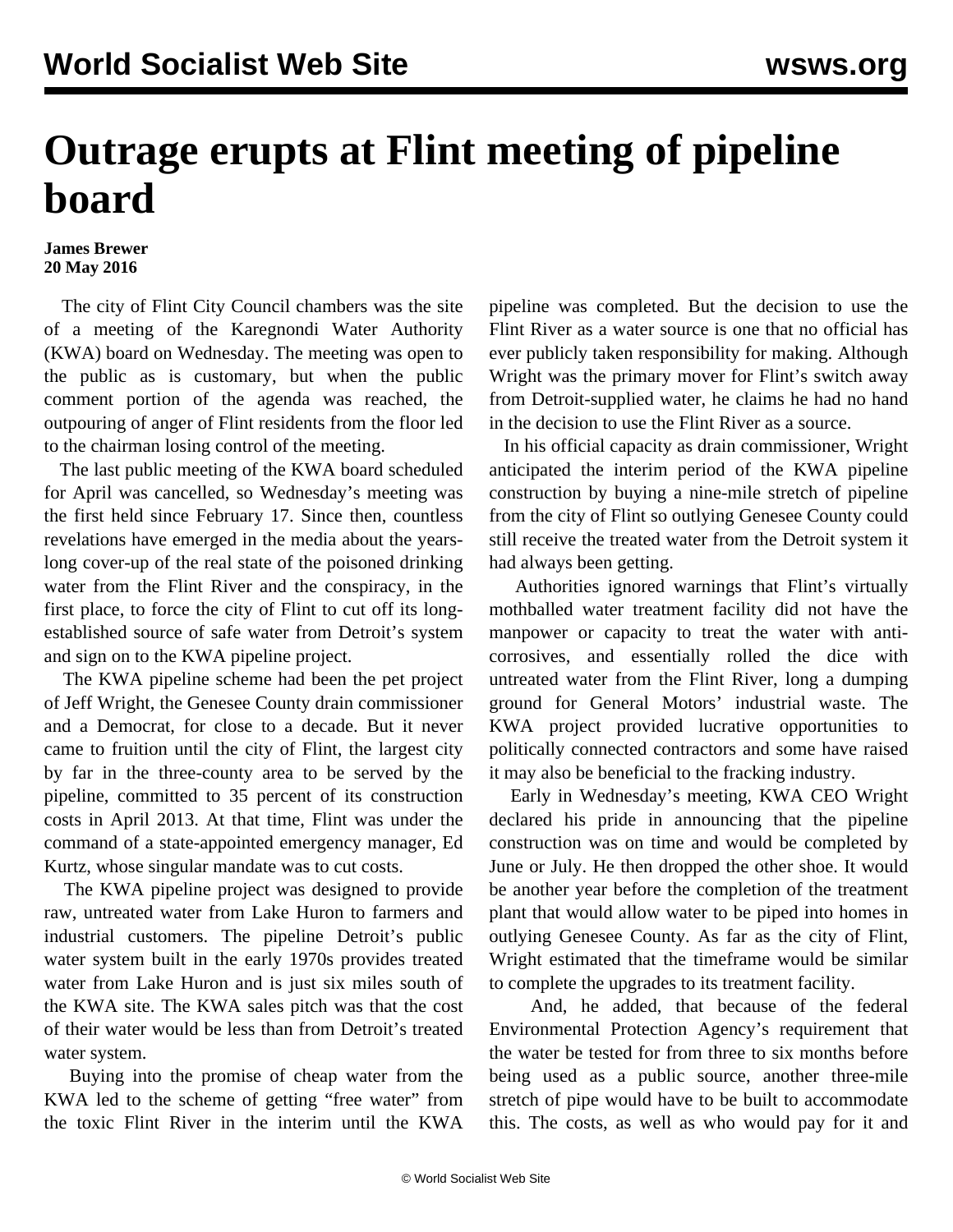# Outrage erupts at Flint meeting of pipeline board

**James Brewer**
**20 May 2016**

The city of Flint City Council chambers was the site of a meeting of the Karegnondi Water Authority (KWA) board on Wednesday. The meeting was open to the public as is customary, but when the public comment portion of the agenda was reached, the outpouring of anger of Flint residents from the floor led to the chairman losing control of the meeting.

The last public meeting of the KWA board scheduled for April was cancelled, so Wednesday's meeting was the first held since February 17. Since then, countless revelations have emerged in the media about the years-long cover-up of the real state of the poisoned drinking water from the Flint River and the conspiracy, in the first place, to force the city of Flint to cut off its long-established source of safe water from Detroit's system and sign on to the KWA pipeline project.

The KWA pipeline scheme had been the pet project of Jeff Wright, the Genesee County drain commissioner and a Democrat, for close to a decade. But it never came to fruition until the city of Flint, the largest city by far in the three-county area to be served by the pipeline, committed to 35 percent of its construction costs in April 2013. At that time, Flint was under the command of a state-appointed emergency manager, Ed Kurtz, whose singular mandate was to cut costs.

The KWA pipeline project was designed to provide raw, untreated water from Lake Huron to farmers and industrial customers. The pipeline Detroit's public water system built in the early 1970s provides treated water from Lake Huron and is just six miles south of the KWA site. The KWA sales pitch was that the cost of their water would be less than from Detroit's treated water system.

Buying into the promise of cheap water from the KWA led to the scheme of getting "free water" from the toxic Flint River in the interim until the KWA pipeline was completed. But the decision to use the Flint River as a water source is one that no official has ever publicly taken responsibility for making. Although Wright was the primary mover for Flint's switch away from Detroit-supplied water, he claims he had no hand in the decision to use the Flint River as a source.

In his official capacity as drain commissioner, Wright anticipated the interim period of the KWA pipeline construction by buying a nine-mile stretch of pipeline from the city of Flint so outlying Genesee County could still receive the treated water from the Detroit system it had always been getting.

Authorities ignored warnings that Flint's virtually mothballed water treatment facility did not have the manpower or capacity to treat the water with anti-corrosives, and essentially rolled the dice with untreated water from the Flint River, long a dumping ground for General Motors' industrial waste. The KWA project provided lucrative opportunities to politically connected contractors and some have raised it may also be beneficial to the fracking industry.

Early in Wednesday's meeting, KWA CEO Wright declared his pride in announcing that the pipeline construction was on time and would be completed by June or July. He then dropped the other shoe. It would be another year before the completion of the treatment plant that would allow water to be piped into homes in outlying Genesee County. As far as the city of Flint, Wright estimated that the timeframe would be similar to complete the upgrades to its treatment facility.

And, he added, that because of the federal Environmental Protection Agency's requirement that the water be tested for from three to six months before being used as a public source, another three-mile stretch of pipe would have to be built to accommodate this. The costs, as well as who would pay for it and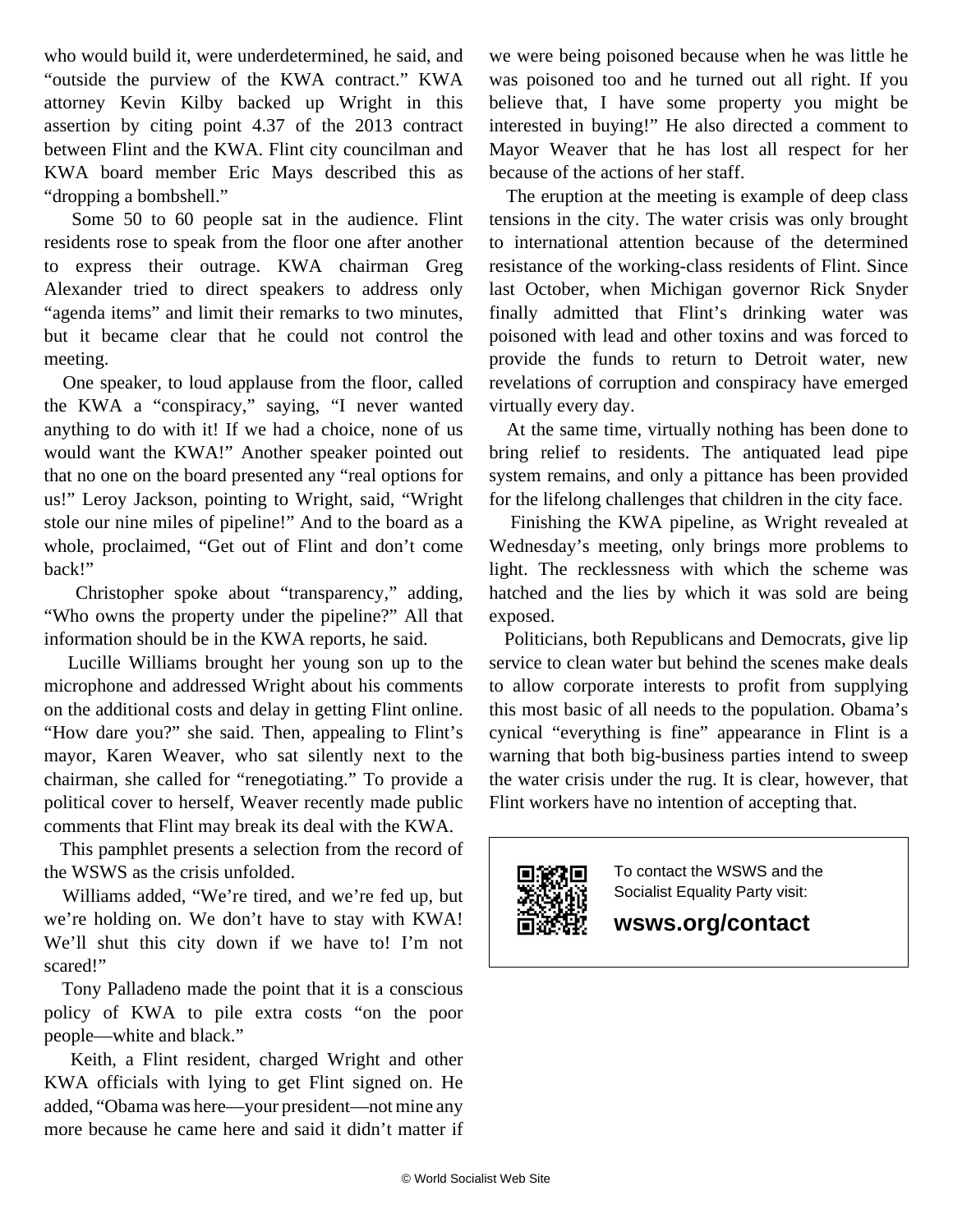who would build it, were underdetermined, he said, and "outside the purview of the KWA contract." KWA attorney Kevin Kilby backed up Wright in this assertion by citing point 4.37 of the 2013 contract between Flint and the KWA. Flint city councilman and KWA board member Eric Mays described this as "dropping a bombshell."

Some 50 to 60 people sat in the audience. Flint residents rose to speak from the floor one after another to express their outrage. KWA chairman Greg Alexander tried to direct speakers to address only "agenda items" and limit their remarks to two minutes, but it became clear that he could not control the meeting.

One speaker, to loud applause from the floor, called the KWA a "conspiracy," saying, "I never wanted anything to do with it! If we had a choice, none of us would want the KWA!" Another speaker pointed out that no one on the board presented any "real options for us!" Leroy Jackson, pointing to Wright, said, "Wright stole our nine miles of pipeline!" And to the board as a whole, proclaimed, "Get out of Flint and don't come back!"

Christopher spoke about "transparency," adding, "Who owns the property under the pipeline?" All that information should be in the KWA reports, he said.

Lucille Williams brought her young son up to the microphone and addressed Wright about his comments on the additional costs and delay in getting Flint online. "How dare you?" she said. Then, appealing to Flint's mayor, Karen Weaver, who sat silently next to the chairman, she called for "renegotiating." To provide a political cover to herself, Weaver recently made public comments that Flint may break its deal with the KWA.

This pamphlet presents a selection from the record of the WSWS as the crisis unfolded.

Williams added, "We're tired, and we're fed up, but we're holding on. We don't have to stay with KWA! We'll shut this city down if we have to! I'm not scared!"

Tony Palladeno made the point that it is a conscious policy of KWA to pile extra costs "on the poor people—white and black."

Keith, a Flint resident, charged Wright and other KWA officials with lying to get Flint signed on. He added, "Obama was here—your president—not mine any more because he came here and said it didn't matter if we were being poisoned because when he was little he was poisoned too and he turned out all right. If you believe that, I have some property you might be interested in buying!" He also directed a comment to Mayor Weaver that he has lost all respect for her because of the actions of her staff.

The eruption at the meeting is example of deep class tensions in the city. The water crisis was only brought to international attention because of the determined resistance of the working-class residents of Flint. Since last October, when Michigan governor Rick Snyder finally admitted that Flint's drinking water was poisoned with lead and other toxins and was forced to provide the funds to return to Detroit water, new revelations of corruption and conspiracy have emerged virtually every day.

At the same time, virtually nothing has been done to bring relief to residents. The antiquated lead pipe system remains, and only a pittance has been provided for the lifelong challenges that children in the city face.

Finishing the KWA pipeline, as Wright revealed at Wednesday's meeting, only brings more problems to light. The recklessness with which the scheme was hatched and the lies by which it was sold are being exposed.

Politicians, both Republicans and Democrats, give lip service to clean water but behind the scenes make deals to allow corporate interests to profit from supplying this most basic of all needs to the population. Obama's cynical "everything is fine" appearance in Flint is a warning that both big-business parties intend to sweep the water crisis under the rug. It is clear, however, that Flint workers have no intention of accepting that.

To contact the WSWS and the Socialist Equality Party visit:

**wsws.org/contact**